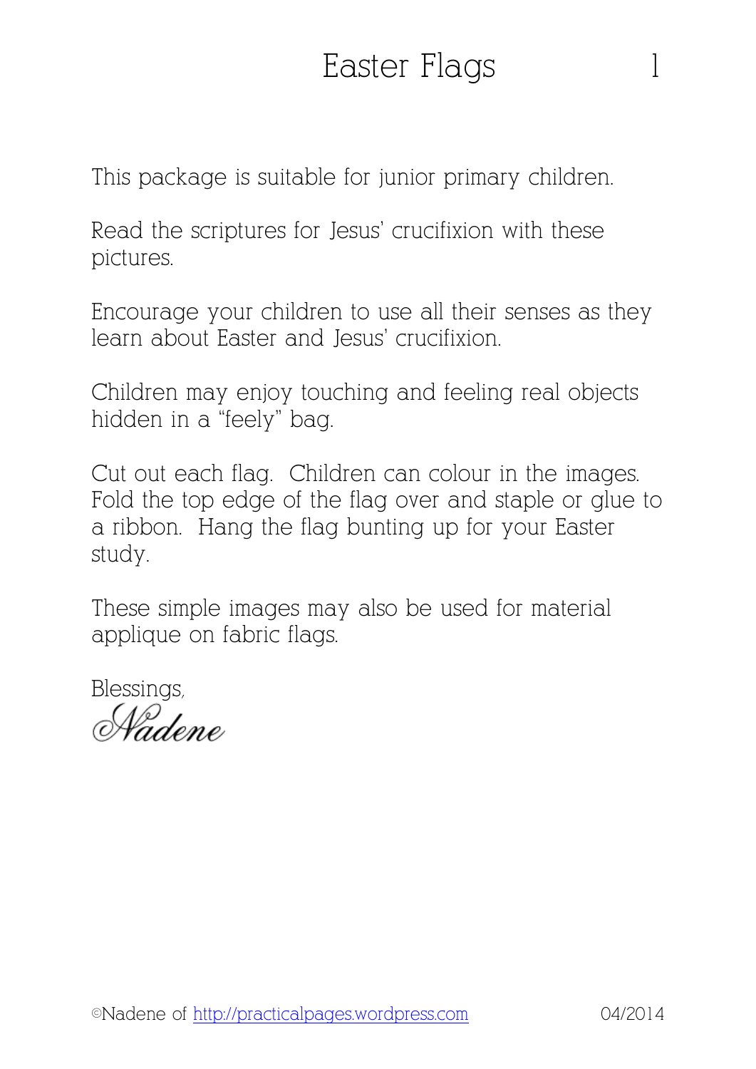# Easter Flags

This package is suitable for junior primary children.

Read the scriptures for Jesus' crucifixion with these pictures.

Encourage your children to use all their senses as they learn about Easter and Jesus' crucifixion.

Children may enjoy touching and feeling real objects hidden in a "feely" bag.

Cut out each flag. Children can colour in the images. Fold the top edge of the flag over and staple or glue to a ribbon. Hang the flag bunting up for your Easter study.

These simple images may also be used for material applique on fabric flags.

Blessings,
*Nadene*

©Nadene of http://practicalpages.wordpress.com 04/2014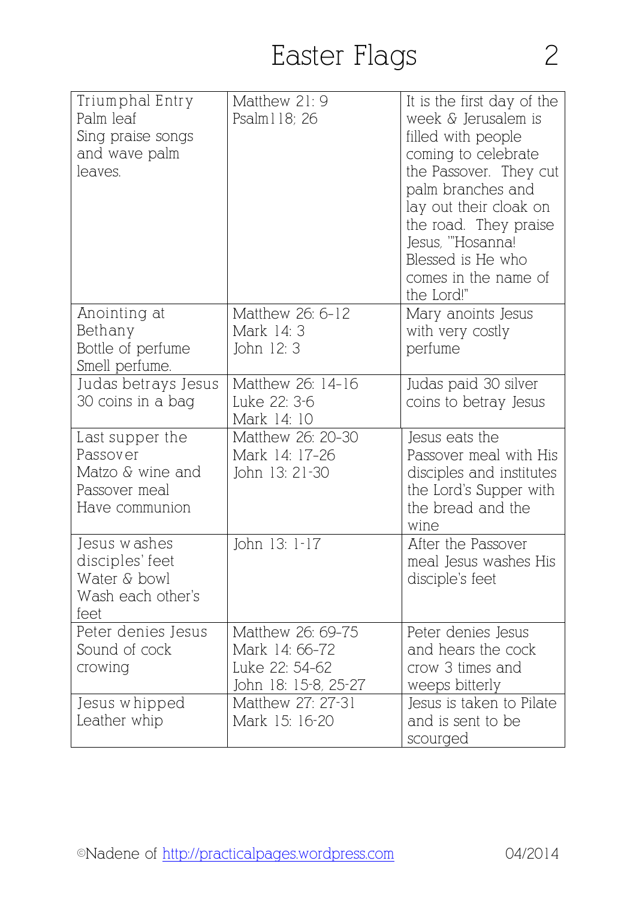# Easter Flags

| Triumphal Entry<br>Palm leaf<br>Sing praise songs and wave palm leaves. | Matthew 21: 9<br>Psalm118; 26 | It is the first day of the week & Jerusalem is filled with people coming to celebrate the Passover. They cut palm branches and lay out their cloak on the road. They praise Jesus, '"Hosanna! Blessed is He who comes in the name of the Lord!" |
|---|---|---|
| Anointing at Bethany<br>Bottle of perfume<br>Smell perfume. | Matthew 26: 6-12<br>Mark 14: 3<br>John 12: 3 | Mary anoints Jesus with very costly perfume |
| Judas betrays Jesus<br>30 coins in a bag | Matthew 26: 14-16<br>Luke 22: 3-6<br>Mark 14: 10 | Judas paid 30 silver coins to betray Jesus |
| Last supper the Passover<br>Matzo & wine and Passover meal<br>Have communion | Matthew 26: 20-30<br>Mark 14: 17-26<br>John 13: 21-30 | Jesus eats the Passover meal with His disciples and institutes the Lord's Supper with the bread and the wine |
| Jesus washes disciples' feet<br>Water & bowl<br>Wash each other's feet | John 13: 1-17 | After the Passover meal Jesus washes His disciple's feet |
| Peter denies Jesus<br>Sound of cock crowing | Matthew 26: 69-75<br>Mark 14: 66-72<br>Luke 22: 54-62<br>John 18: 15-8, 25-27 | Peter denies Jesus and hears the cock crow 3 times and weeps bitterly |
| Jesus whipped<br>Leather whip | Matthew 27: 27-31<br>Mark 15: 16-20 | Jesus is taken to Pilate and is sent to be scourged |

©Nadene of http://practicalpages.wordpress.com 04/2014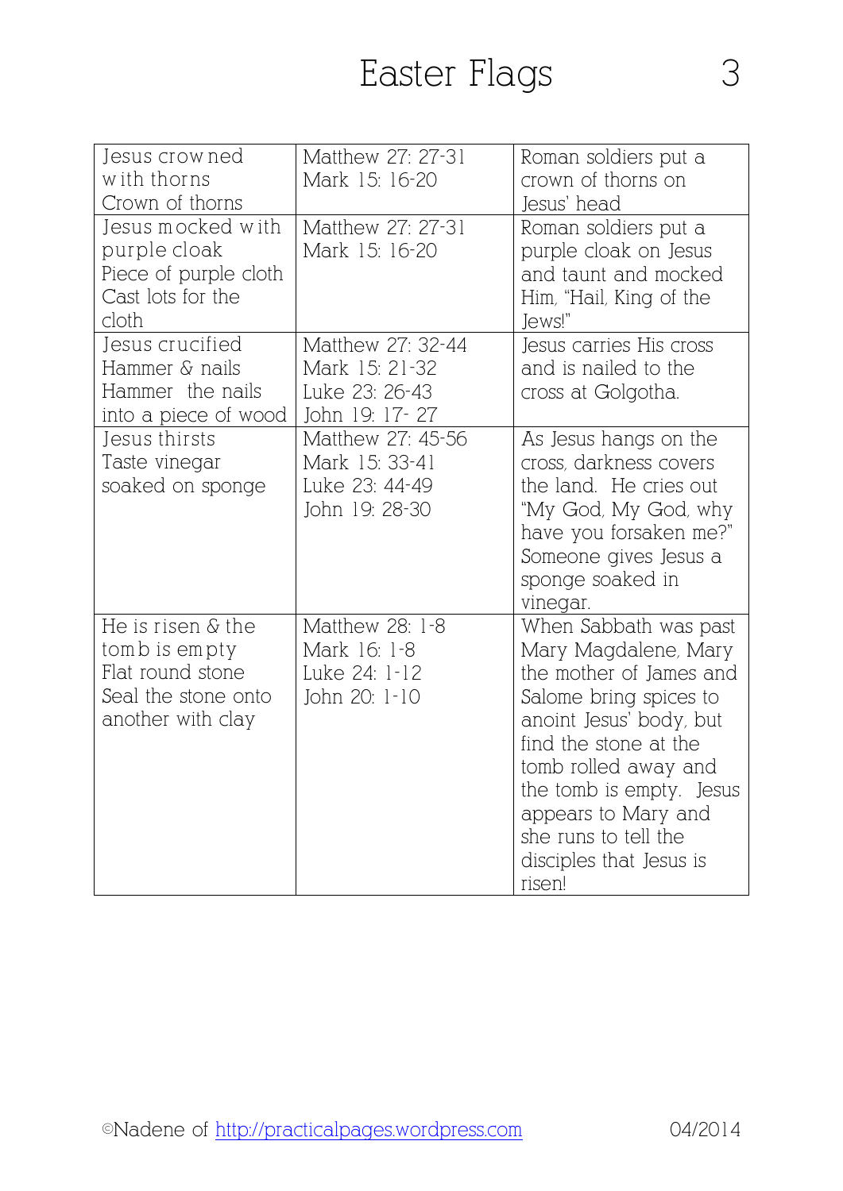# Easter Flags

| Jesus crowned with thorns<br>Crown of thorns | Matthew 27: 27-31<br>Mark 15: 16-20 | Roman soldiers put a crown of thorns on Jesus' head |
|---|---|---|
| Jesus mocked with purple cloak<br>Piece of purple cloth<br>Cast lots for the cloth | Matthew 27: 27-31<br>Mark 15: 16-20 | Roman soldiers put a purple cloak on Jesus and taunt and mocked Him, "Hail, King of the Jews!" |
| Jesus crucified<br>Hammer & nails<br>Hammer the nails into a piece of wood | Matthew 27: 32-44<br>Mark 15: 21-32<br>Luke 23: 26-43<br>John 19: 17- 27 | Jesus carries His cross and is nailed to the cross at Golgotha. |
| Jesus thirsts<br>Taste vinegar soaked on sponge | Matthew 27: 45-56<br>Mark 15: 33-41<br>Luke 23: 44-49<br>John 19: 28-30 | As Jesus hangs on the cross, darkness covers the land. He cries out "My God, My God, why have you forsaken me?" Someone gives Jesus a sponge soaked in vinegar. |
| He is risen & the tomb is empty<br>Flat round stone<br>Seal the stone onto another with clay | Matthew 28: 1-8<br>Mark 16: 1-8<br>Luke 24: 1-12<br>John 20: 1-10 | When Sabbath was past Mary Magdalene, Mary the mother of James and Salome bring spices to anoint Jesus' body, but find the stone at the tomb rolled away and the tomb is empty. Jesus appears to Mary and she runs to tell the disciples that Jesus is risen! |

©Nadene of http://practicalpages.wordpress.com 04/2014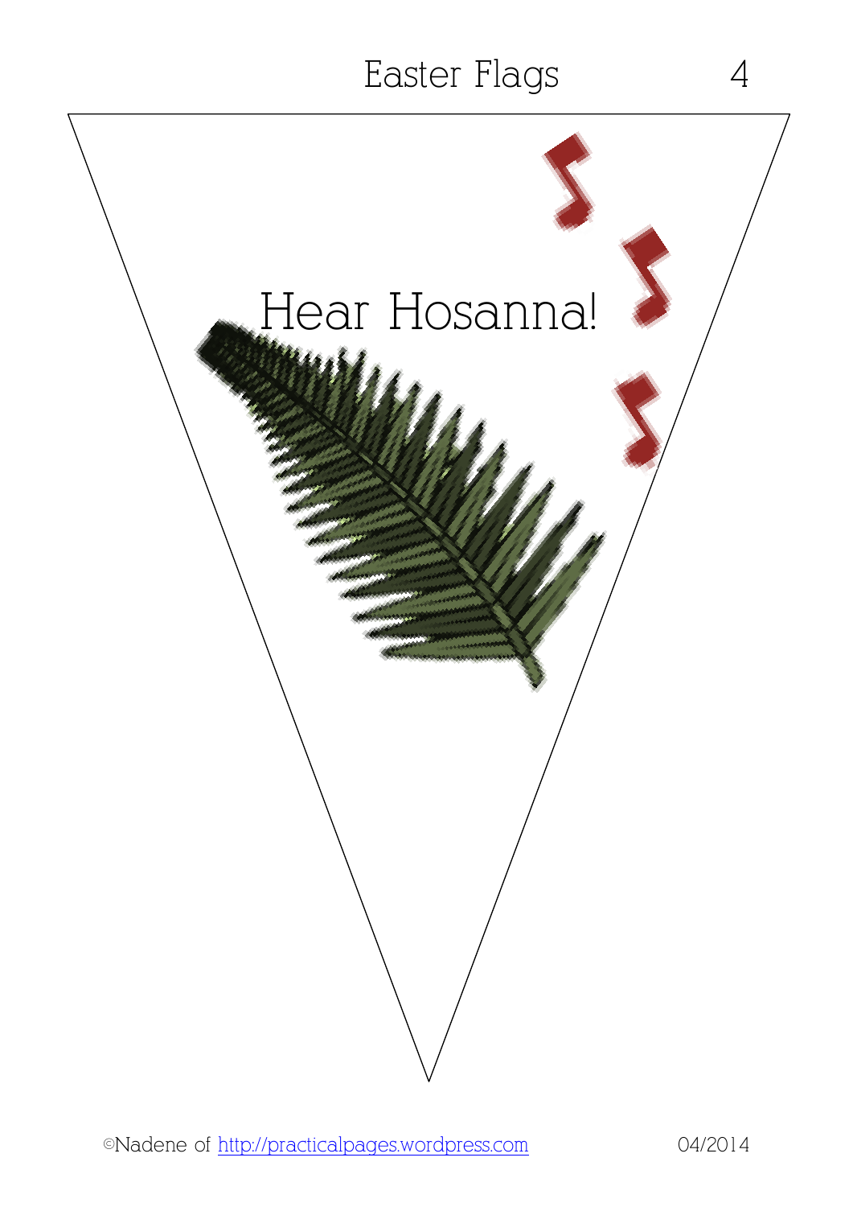Hear Hosanna!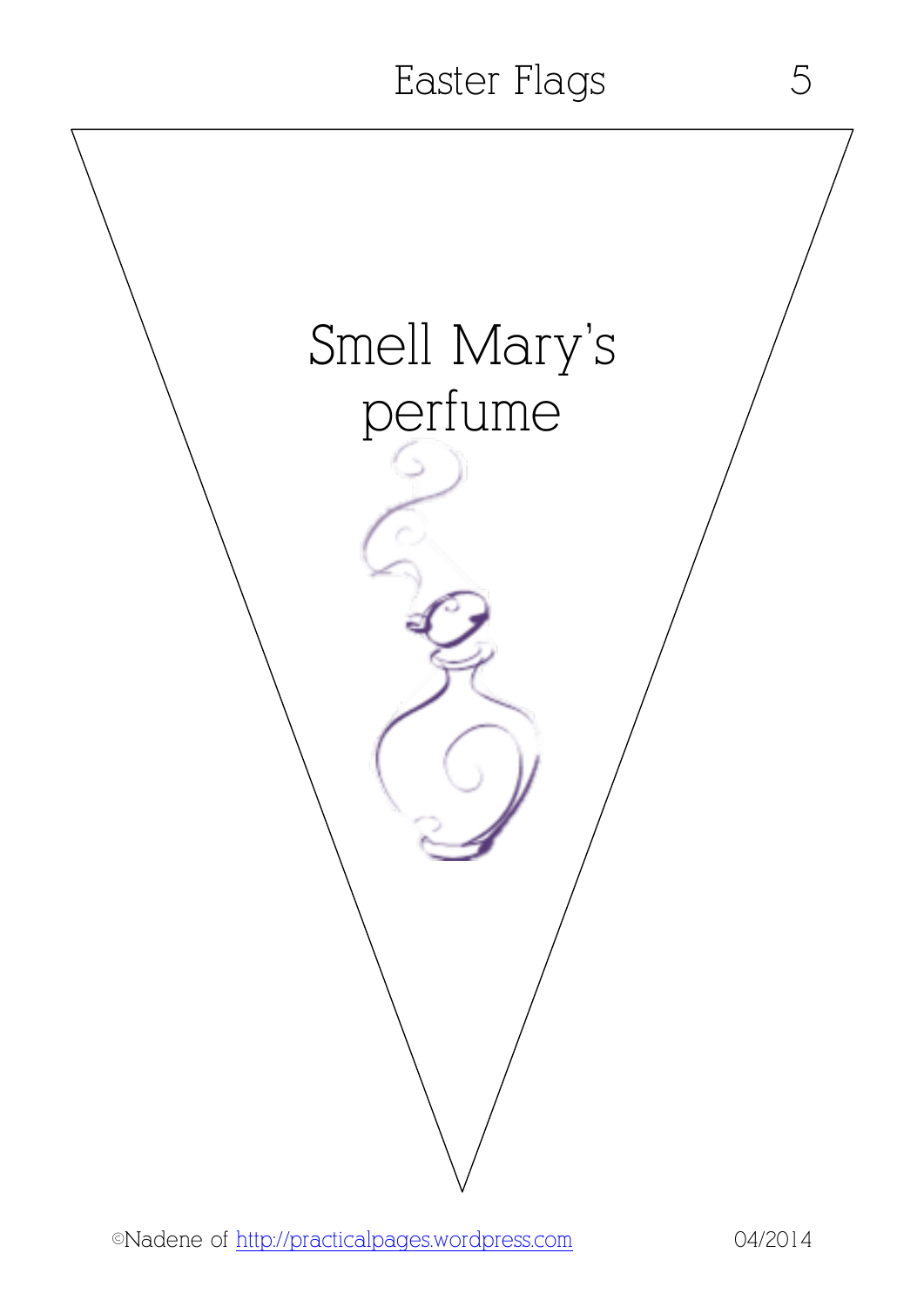Smell Mary's perfume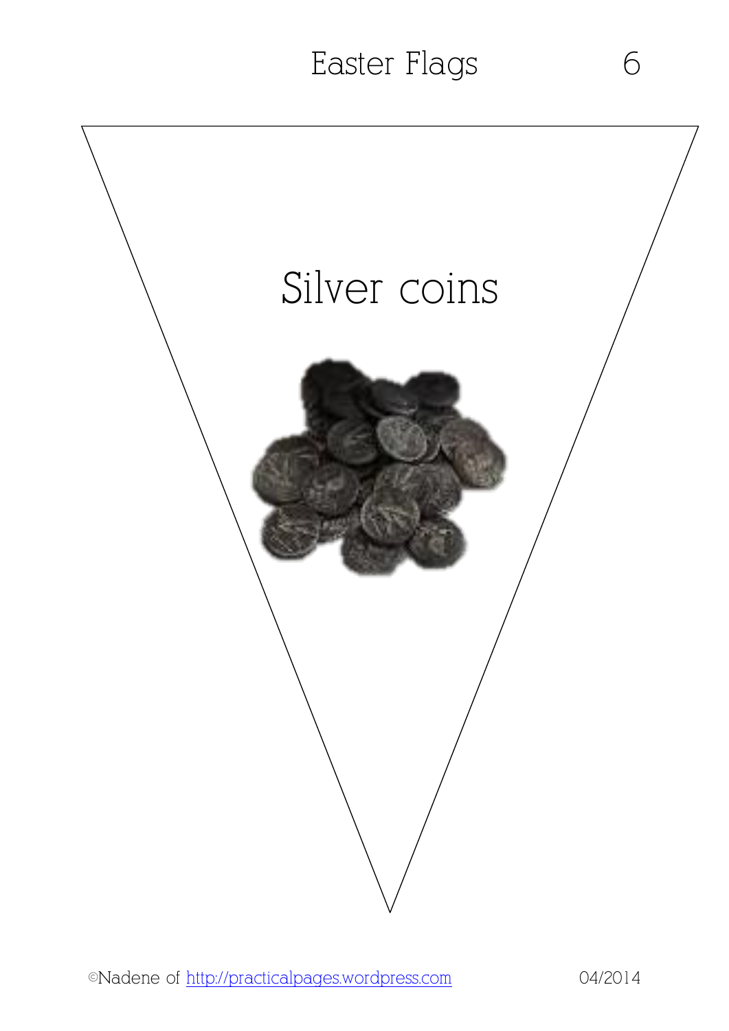Silver coins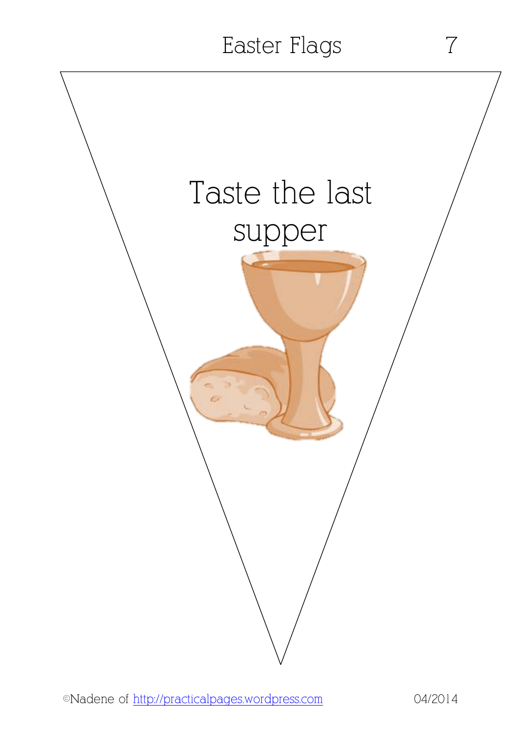Taste the last supper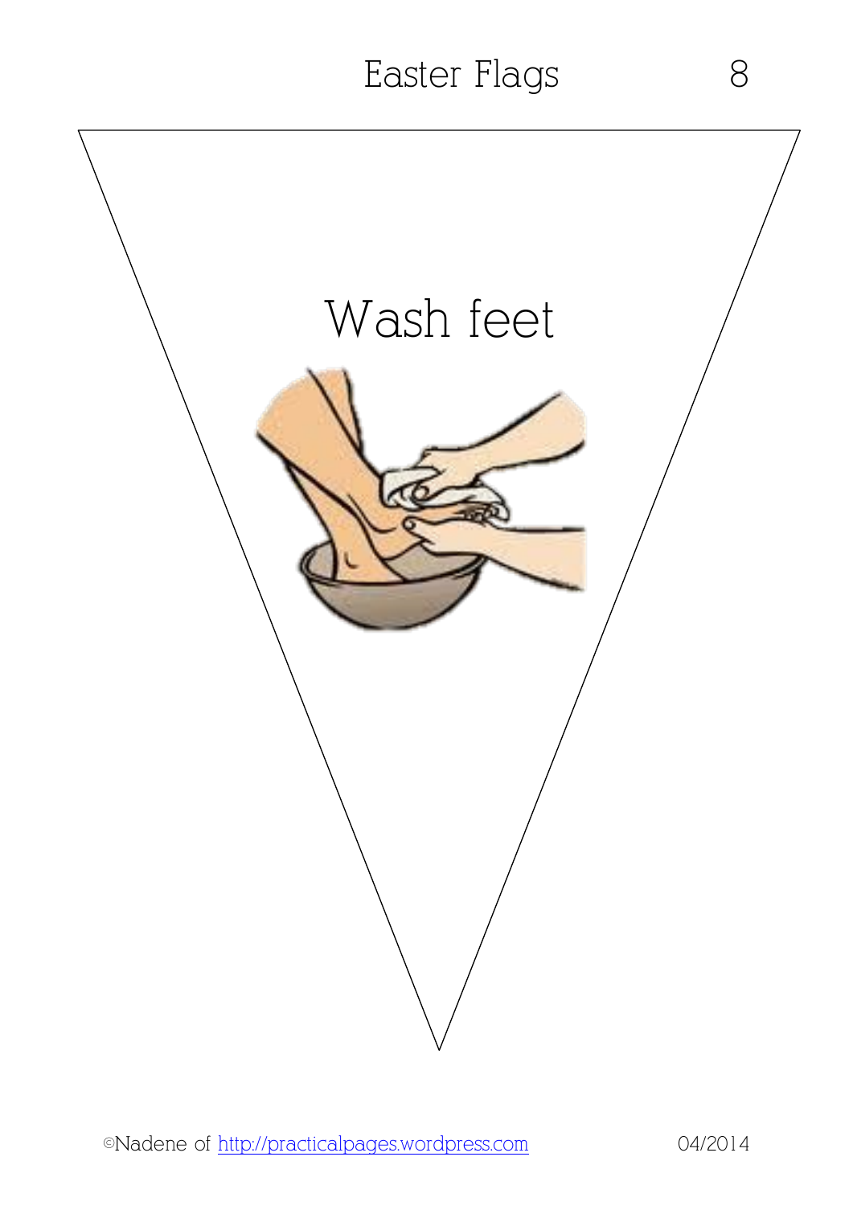Wash feet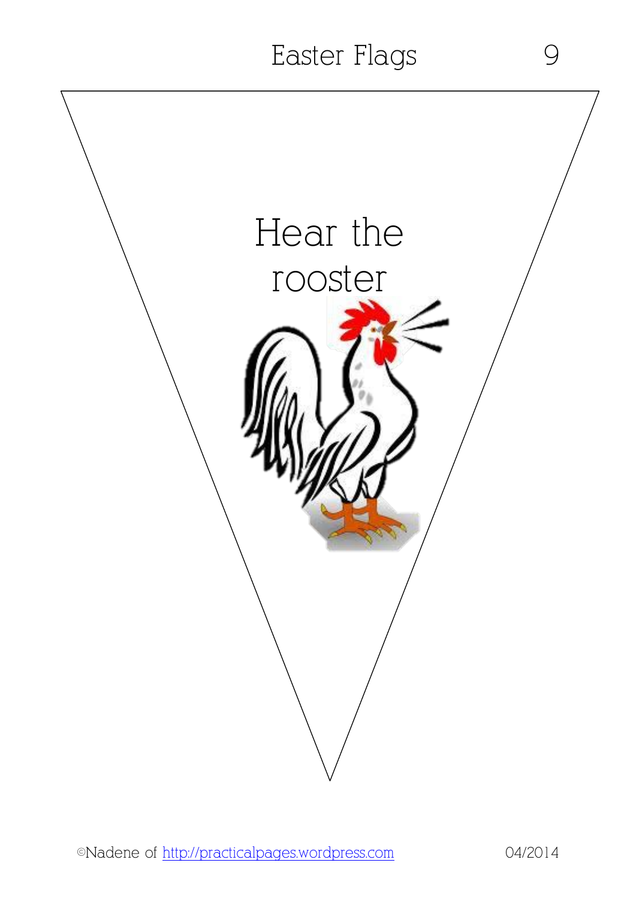Hear the rooster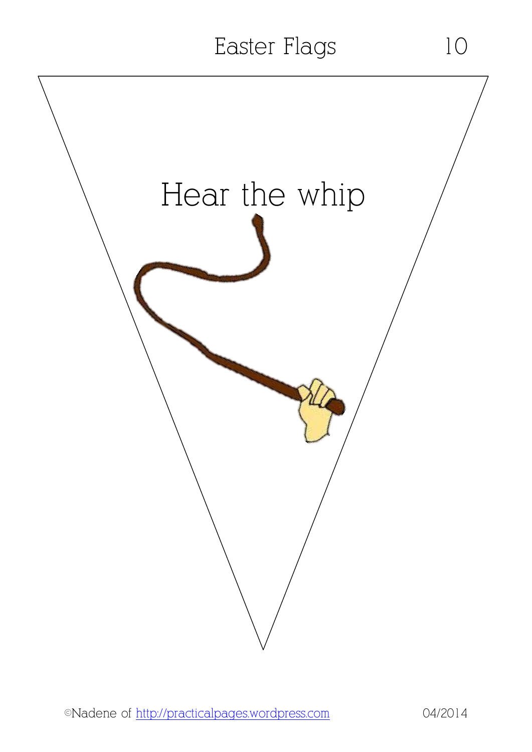Hear the whip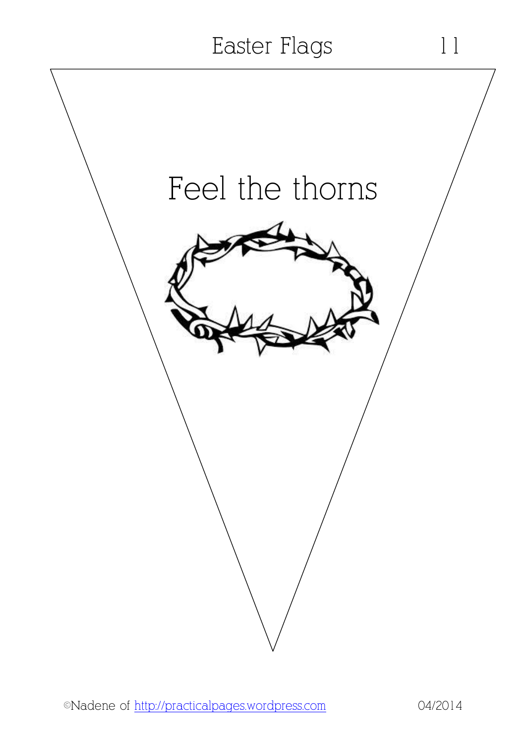Feel the thorns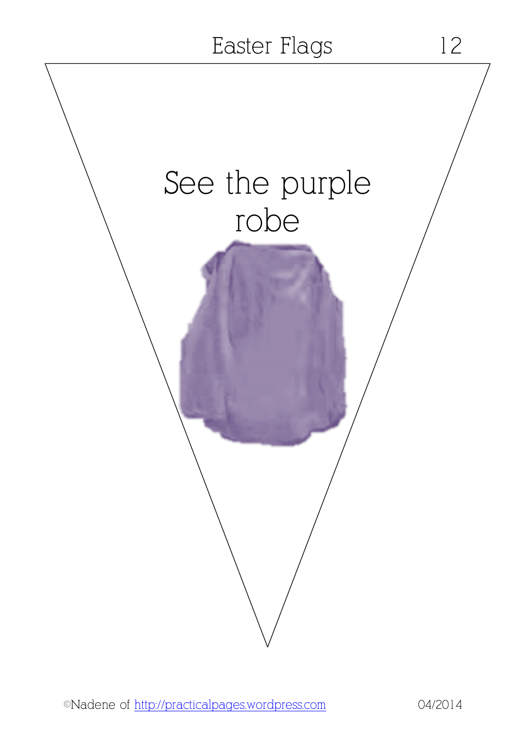See the purple robe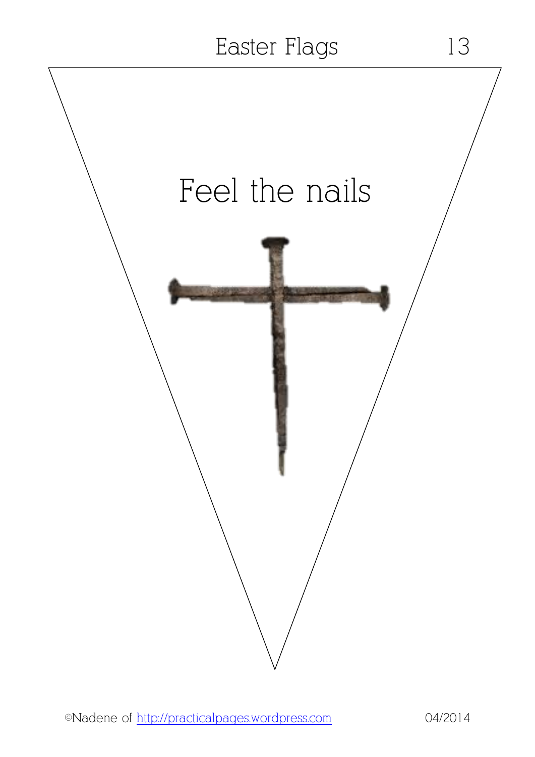Feel the nails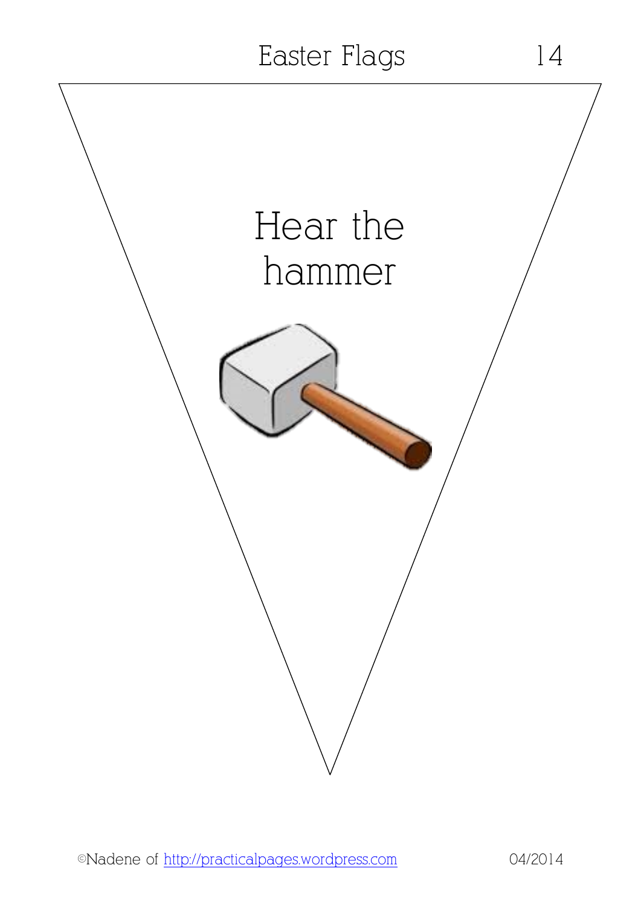Hear the hammer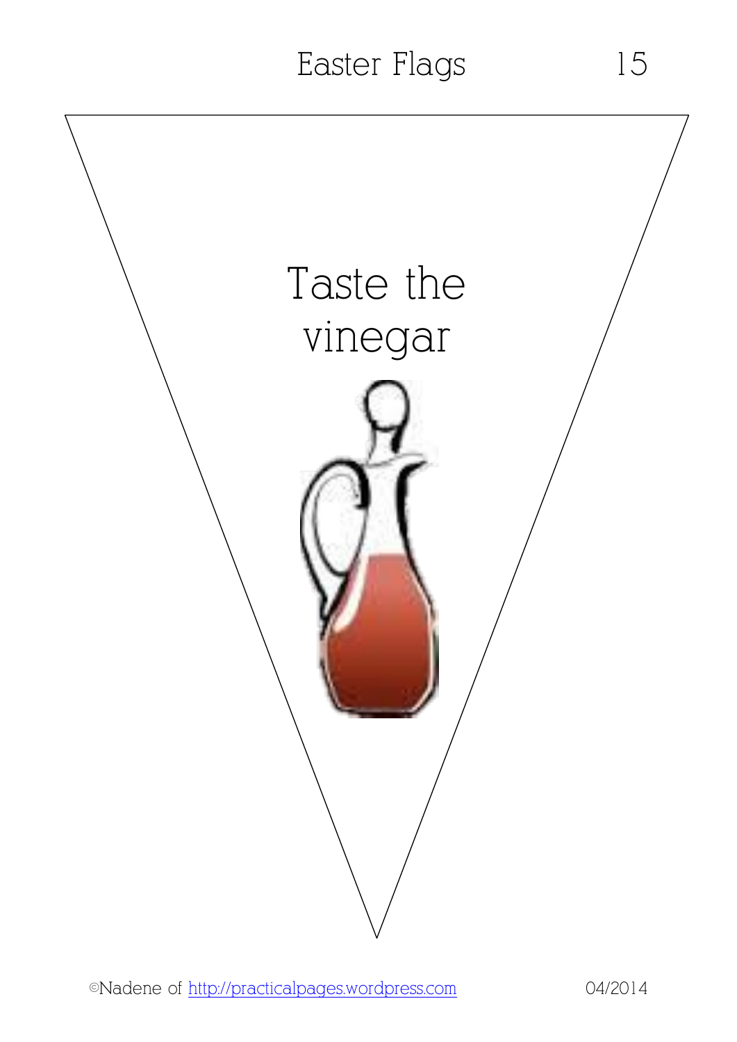Taste the vinegar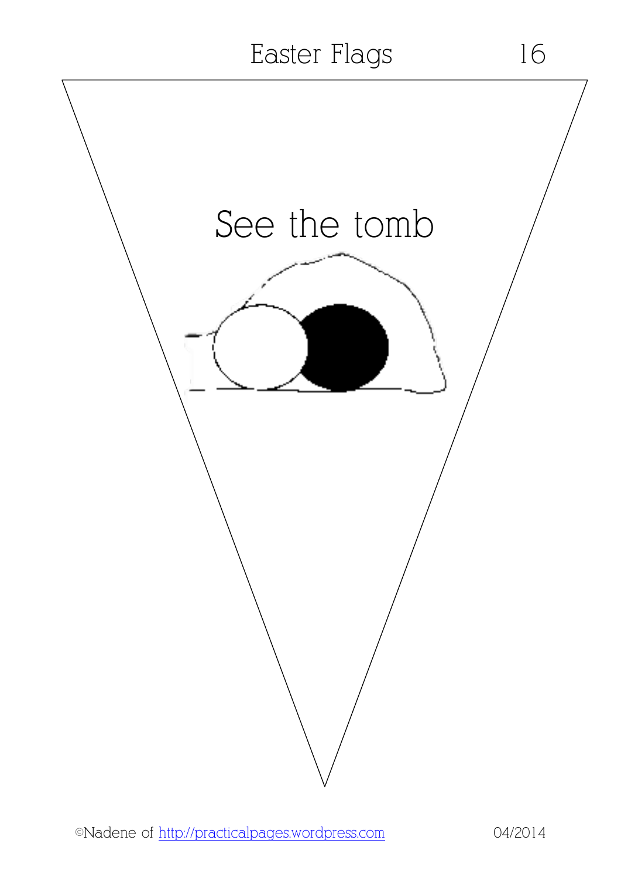See the tomb

©Nadene of http://practicalpages.wordpress.com 04/2014